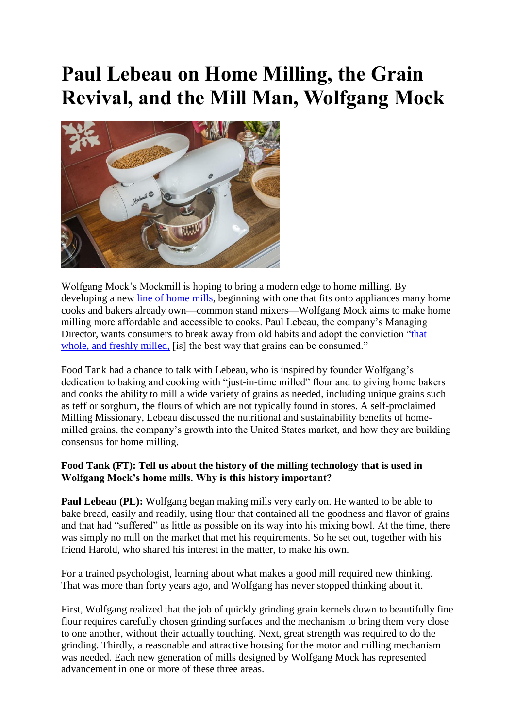# Paul Lebeau on Home Milling, the Grain Revival, and the Mill Man, Wolfgang Mock

Wolfgang Mock's Mockmill is hoping to bring a modern edge to home milling. By developing a new line of home mills, beginning with one that fits onto appliances many home cooks and bakers already own—common stand mixers—Wolfgang Mock aims to make home milling more affordable and accessible to cooks. Paul Lebeau, the company's Managing Director, wants consumers to break away from old habits and adopt the conviction "that whole, and freshly milled, [is] the best way that grains can be consumed."

Food Tank had a chance to talk with Lebeau, who is inspired by founder Wolfgang's dedication to baking and cooking with "just-in-time milled" flour and to giving home bakers and cooks the ability to mill a wide variety of grains as needed, including unique grains such as teff or sorghum, the flours of which are not typically found in stores. A self-proclaimed Milling Missionary, Lebeau discussed the nutritional and sustainability benefits of home-milled grains, the company's growth into the United States market, and how they are building consensus for home milling.

**Food Tank (FT): Tell us about the history of the milling technology that is used in Wolfgang Mock's home mills. Why is this history important?**

**Paul Lebeau (PL):** Wolfgang began making mills very early on. He wanted to be able to bake bread, easily and readily, using flour that contained all the goodness and flavor of grains and that had "suffered" as little as possible on its way into his mixing bowl. At the time, there was simply no mill on the market that met his requirements. So he set out, together with his friend Harold, who shared his interest in the matter, to make his own.

For a trained psychologist, learning about what makes a good mill required new thinking. That was more than forty years ago, and Wolfgang has never stopped thinking about it.

First, Wolfgang realized that the job of quickly grinding grain kernels down to beautifully fine flour requires carefully chosen grinding surfaces and the mechanism to bring them very close to one another, without their actually touching. Next, great strength was required to do the grinding. Thirdly, a reasonable and attractive housing for the motor and milling mechanism was needed. Each new generation of mills designed by Wolfgang Mock has represented advancement in one or more of these three areas.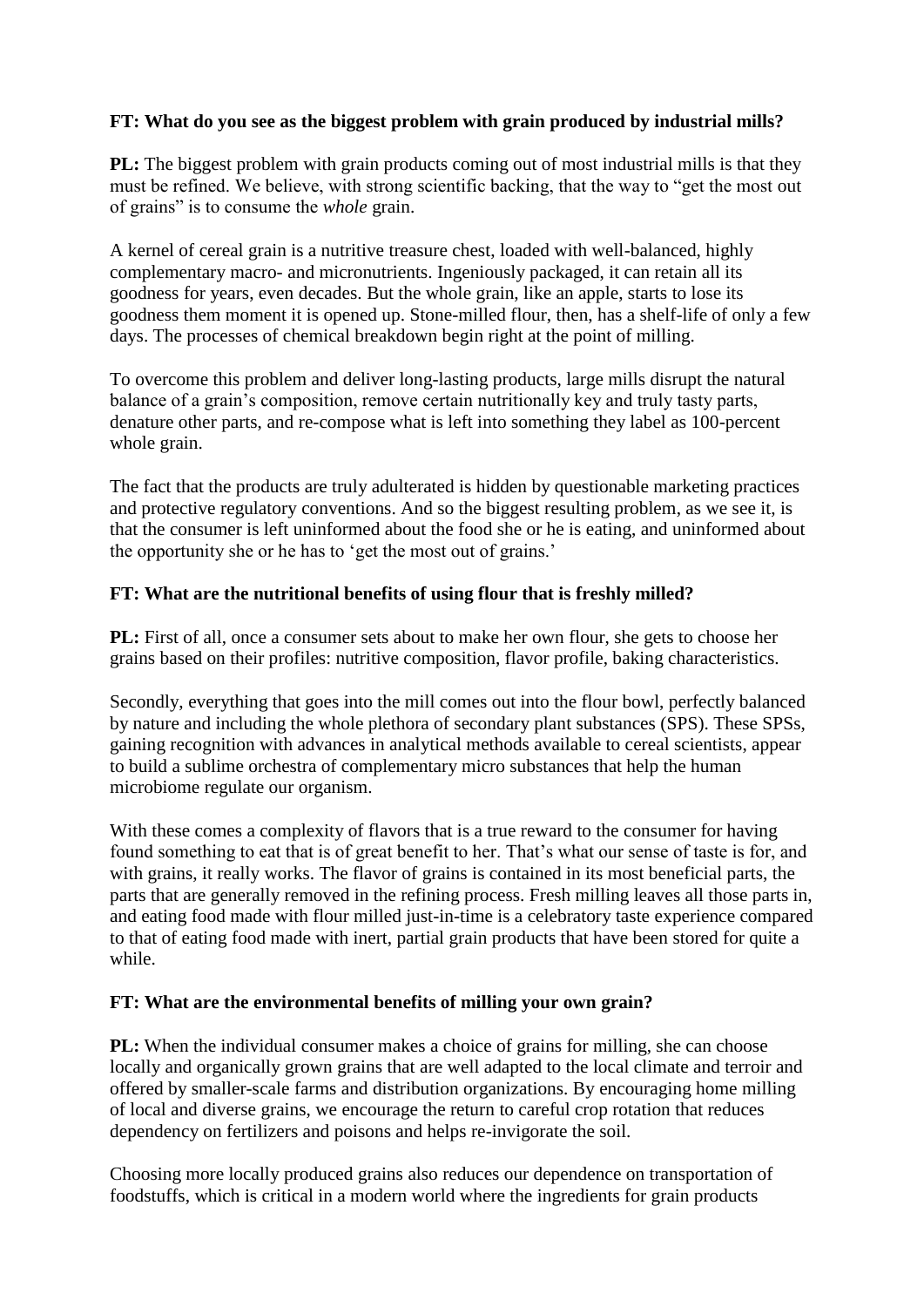**FT: What do you see as the biggest problem with grain produced by industrial mills?**

**PL:** The biggest problem with grain products coming out of most industrial mills is that they must be refined. We believe, with strong scientific backing, that the way to "get the most out of grains" is to consume the *whole* grain.

A kernel of cereal grain is a nutritive treasure chest, loaded with well-balanced, highly complementary macro- and micronutrients. Ingeniously packaged, it can retain all its goodness for years, even decades. But the whole grain, like an apple, starts to lose its goodness them moment it is opened up. Stone-milled flour, then, has a shelf-life of only a few days. The processes of chemical breakdown begin right at the point of milling.

To overcome this problem and deliver long-lasting products, large mills disrupt the natural balance of a grain's composition, remove certain nutritionally key and truly tasty parts, denature other parts, and re-compose what is left into something they label as 100-percent whole grain.

The fact that the products are truly adulterated is hidden by questionable marketing practices and protective regulatory conventions. And so the biggest resulting problem, as we see it, is that the consumer is left uninformed about the food she or he is eating, and uninformed about the opportunity she or he has to 'get the most out of grains.'

**FT: What are the nutritional benefits of using flour that is freshly milled?**

**PL:** First of all, once a consumer sets about to make her own flour, she gets to choose her grains based on their profiles: nutritive composition, flavor profile, baking characteristics.

Secondly, everything that goes into the mill comes out into the flour bowl, perfectly balanced by nature and including the whole plethora of secondary plant substances (SPS). These SPSs, gaining recognition with advances in analytical methods available to cereal scientists, appear to build a sublime orchestra of complementary micro substances that help the human microbiome regulate our organism.

With these comes a complexity of flavors that is a true reward to the consumer for having found something to eat that is of great benefit to her. That's what our sense of taste is for, and with grains, it really works. The flavor of grains is contained in its most beneficial parts, the parts that are generally removed in the refining process. Fresh milling leaves all those parts in, and eating food made with flour milled just-in-time is a celebratory taste experience compared to that of eating food made with inert, partial grain products that have been stored for quite a while.

**FT: What are the environmental benefits of milling your own grain?**

**PL:** When the individual consumer makes a choice of grains for milling, she can choose locally and organically grown grains that are well adapted to the local climate and terroir and offered by smaller-scale farms and distribution organizations. By encouraging home milling of local and diverse grains, we encourage the return to careful crop rotation that reduces dependency on fertilizers and poisons and helps re-invigorate the soil.

Choosing more locally produced grains also reduces our dependence on transportation of foodstuffs, which is critical in a modern world where the ingredients for grain products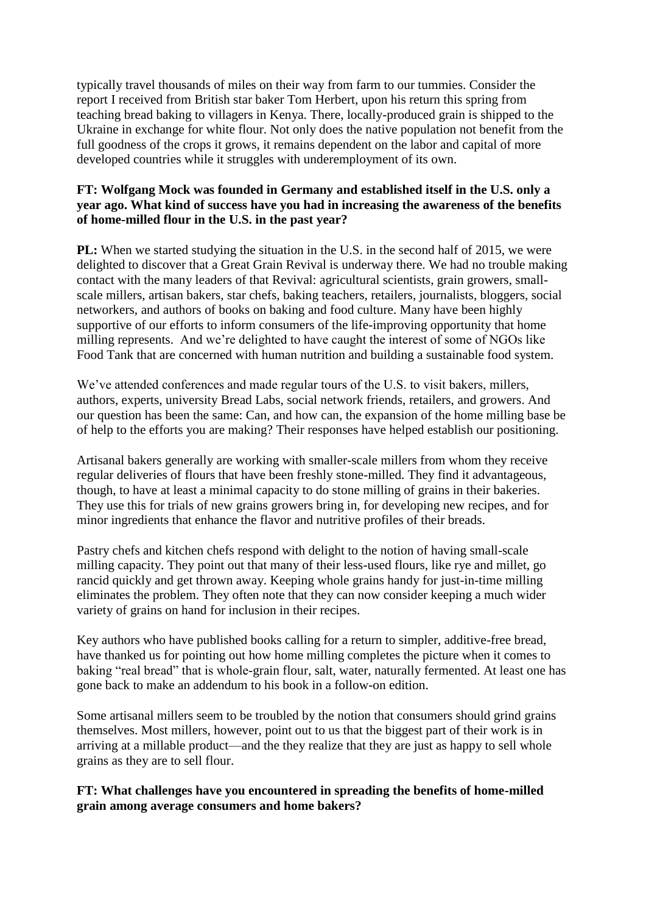typically travel thousands of miles on their way from farm to our tummies. Consider the report I received from British star baker Tom Herbert, upon his return this spring from teaching bread baking to villagers in Kenya. There, locally-produced grain is shipped to the Ukraine in exchange for white flour. Not only does the native population not benefit from the full goodness of the crops it grows, it remains dependent on the labor and capital of more developed countries while it struggles with underemployment of its own.

**FT: Wolfgang Mock was founded in Germany and established itself in the U.S. only a year ago. What kind of success have you had in increasing the awareness of the benefits of home-milled flour in the U.S. in the past year?**

**PL:** When we started studying the situation in the U.S. in the second half of 2015, we were delighted to discover that a Great Grain Revival is underway there. We had no trouble making contact with the many leaders of that Revival: agricultural scientists, grain growers, small-scale millers, artisan bakers, star chefs, baking teachers, retailers, journalists, bloggers, social networkers, and authors of books on baking and food culture. Many have been highly supportive of our efforts to inform consumers of the life-improving opportunity that home milling represents. And we're delighted to have caught the interest of some of NGOs like Food Tank that are concerned with human nutrition and building a sustainable food system.

We've attended conferences and made regular tours of the U.S. to visit bakers, millers, authors, experts, university Bread Labs, social network friends, retailers, and growers. And our question has been the same: Can, and how can, the expansion of the home milling base be of help to the efforts you are making? Their responses have helped establish our positioning.

Artisanal bakers generally are working with smaller-scale millers from whom they receive regular deliveries of flours that have been freshly stone-milled. They find it advantageous, though, to have at least a minimal capacity to do stone milling of grains in their bakeries. They use this for trials of new grains growers bring in, for developing new recipes, and for minor ingredients that enhance the flavor and nutritive profiles of their breads.

Pastry chefs and kitchen chefs respond with delight to the notion of having small-scale milling capacity. They point out that many of their less-used flours, like rye and millet, go rancid quickly and get thrown away. Keeping whole grains handy for just-in-time milling eliminates the problem. They often note that they can now consider keeping a much wider variety of grains on hand for inclusion in their recipes.

Key authors who have published books calling for a return to simpler, additive-free bread, have thanked us for pointing out how home milling completes the picture when it comes to baking "real bread" that is whole-grain flour, salt, water, naturally fermented. At least one has gone back to make an addendum to his book in a follow-on edition.

Some artisanal millers seem to be troubled by the notion that consumers should grind grains themselves. Most millers, however, point out to us that the biggest part of their work is in arriving at a millable product—and the they realize that they are just as happy to sell whole grains as they are to sell flour.

**FT: What challenges have you encountered in spreading the benefits of home-milled grain among average consumers and home bakers?**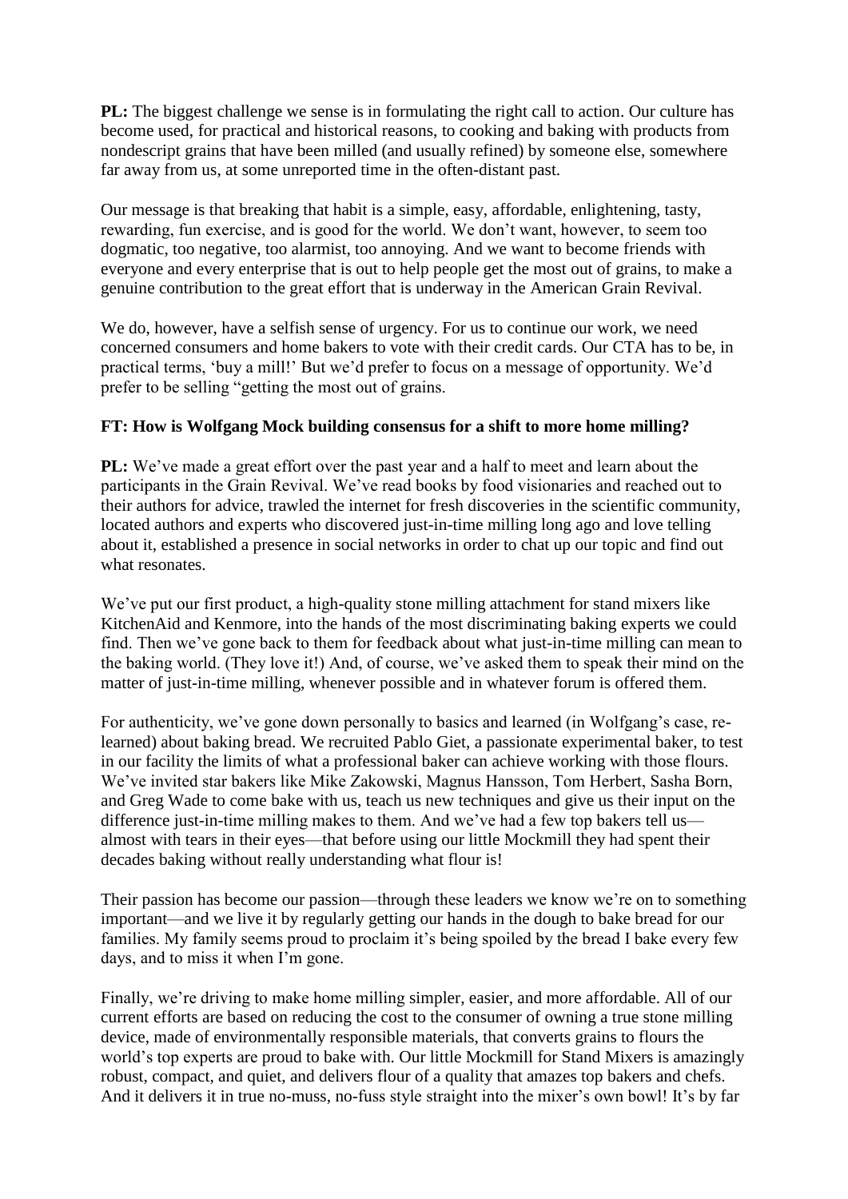**PL:** The biggest challenge we sense is in formulating the right call to action. Our culture has become used, for practical and historical reasons, to cooking and baking with products from nondescript grains that have been milled (and usually refined) by someone else, somewhere far away from us, at some unreported time in the often-distant past.

Our message is that breaking that habit is a simple, easy, affordable, enlightening, tasty, rewarding, fun exercise, and is good for the world. We don't want, however, to seem too dogmatic, too negative, too alarmist, too annoying. And we want to become friends with everyone and every enterprise that is out to help people get the most out of grains, to make a genuine contribution to the great effort that is underway in the American Grain Revival.

We do, however, have a selfish sense of urgency. For us to continue our work, we need concerned consumers and home bakers to vote with their credit cards. Our CTA has to be, in practical terms, 'buy a mill!' But we'd prefer to focus on a message of opportunity. We'd prefer to be selling "getting the most out of grains.

**FT: How is Wolfgang Mock building consensus for a shift to more home milling?**

**PL:** We've made a great effort over the past year and a half to meet and learn about the participants in the Grain Revival. We've read books by food visionaries and reached out to their authors for advice, trawled the internet for fresh discoveries in the scientific community, located authors and experts who discovered just-in-time milling long ago and love telling about it, established a presence in social networks in order to chat up our topic and find out what resonates.

We've put our first product, a high-quality stone milling attachment for stand mixers like KitchenAid and Kenmore, into the hands of the most discriminating baking experts we could find. Then we've gone back to them for feedback about what just-in-time milling can mean to the baking world. (They love it!) And, of course, we've asked them to speak their mind on the matter of just-in-time milling, whenever possible and in whatever forum is offered them.

For authenticity, we've gone down personally to basics and learned (in Wolfgang's case, re-learned) about baking bread. We recruited Pablo Giet, a passionate experimental baker, to test in our facility the limits of what a professional baker can achieve working with those flours. We've invited star bakers like Mike Zakowski, Magnus Hansson, Tom Herbert, Sasha Born, and Greg Wade to come bake with us, teach us new techniques and give us their input on the difference just-in-time milling makes to them. And we've had a few top bakers tell us—almost with tears in their eyes—that before using our little Mockmill they had spent their decades baking without really understanding what flour is!

Their passion has become our passion—through these leaders we know we're on to something important—and we live it by regularly getting our hands in the dough to bake bread for our families. My family seems proud to proclaim it's being spoiled by the bread I bake every few days, and to miss it when I'm gone.

Finally, we're driving to make home milling simpler, easier, and more affordable. All of our current efforts are based on reducing the cost to the consumer of owning a true stone milling device, made of environmentally responsible materials, that converts grains to flours the world's top experts are proud to bake with. Our little Mockmill for Stand Mixers is amazingly robust, compact, and quiet, and delivers flour of a quality that amazes top bakers and chefs. And it delivers it in true no-muss, no-fuss style straight into the mixer's own bowl! It's by far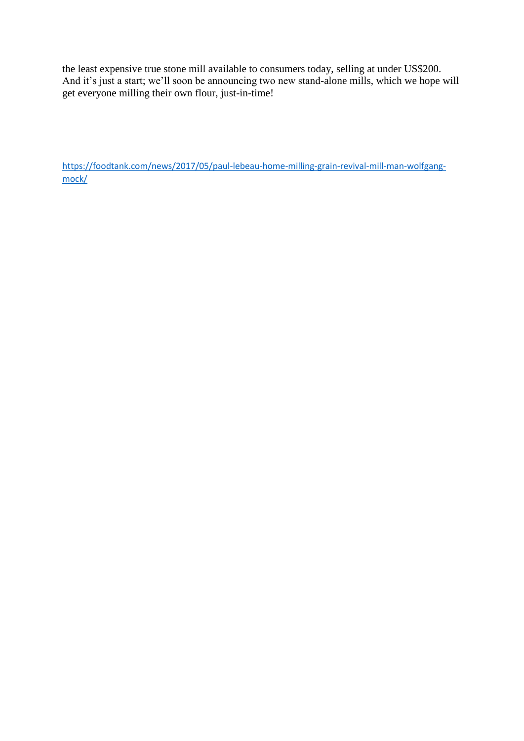the least expensive true stone mill available to consumers today, selling at under US$200. And it's just a start; we'll soon be announcing two new stand-alone mills, which we hope will get everyone milling their own flour, just-in-time!

https://foodtank.com/news/2017/05/paul-lebeau-home-milling-grain-revival-mill-man-wolfgang-mock/